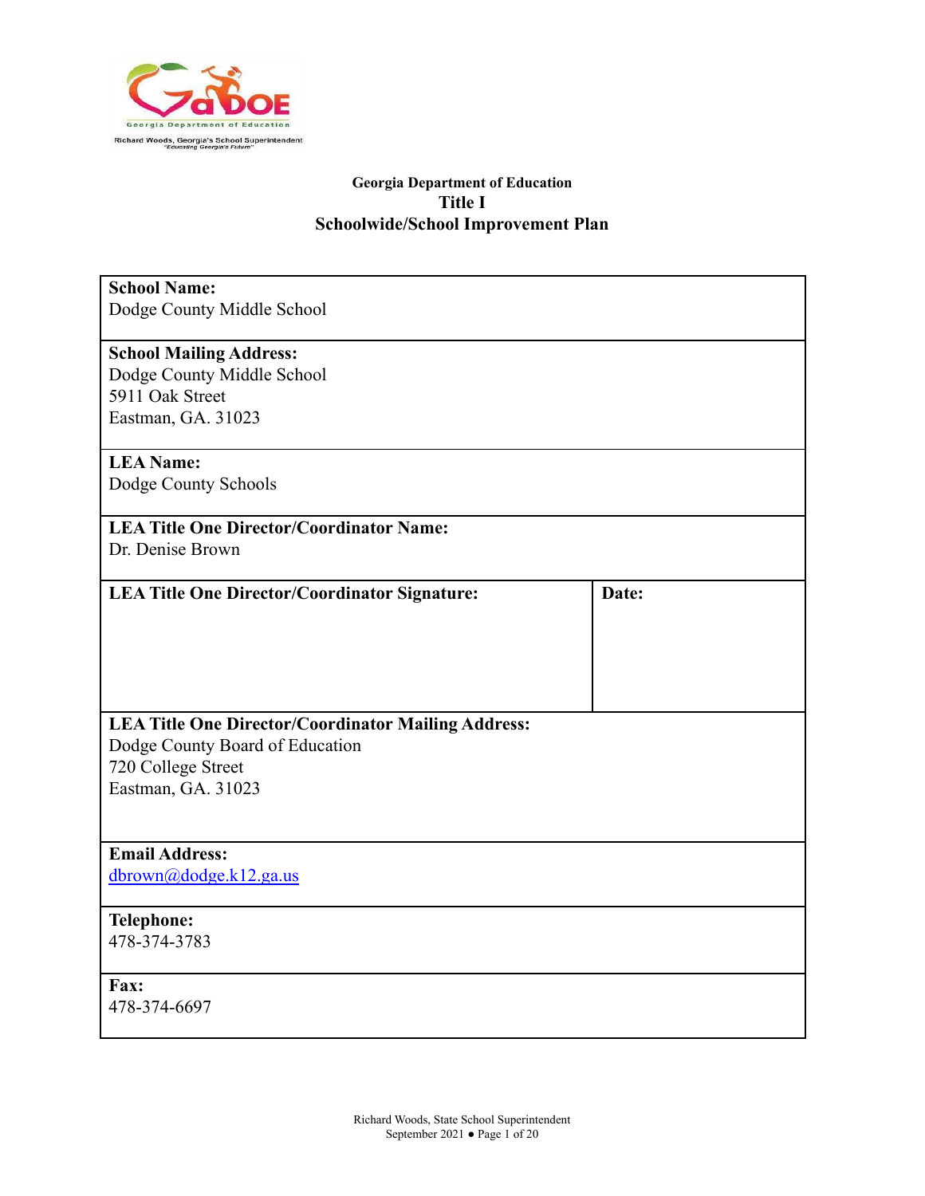Georgia Department of Education
Richard Woods, Georgia's School Superintendent
"Educating Georgia's Future"

**Georgia Department of Education**
**Title I**
**Schoolwide/School Improvement Plan**

| | |
|---|---|
| **School Name:**<br>Dodge County Middle School | |
| **School Mailing Address:**<br>Dodge County Middle School<br>5911 Oak Street<br>Eastman, GA. 31023 | |
| **LEA Name:**<br>Dodge County Schools | |
| **LEA Title One Director/Coordinator Name:**<br>Dr. Denise Brown | |
| **LEA Title One Director/Coordinator Signature:** | **Date:** |
| **LEA Title One Director/Coordinator Mailing Address:**<br>Dodge County Board of Education<br>720 College Street<br>Eastman, GA. 31023 | |
| **Email Address:**<br>dbrown@dodge.k12.ga.us | |
| **Telephone:**<br>478-374-3783 | |
| **Fax:**<br>478-374-6697 | |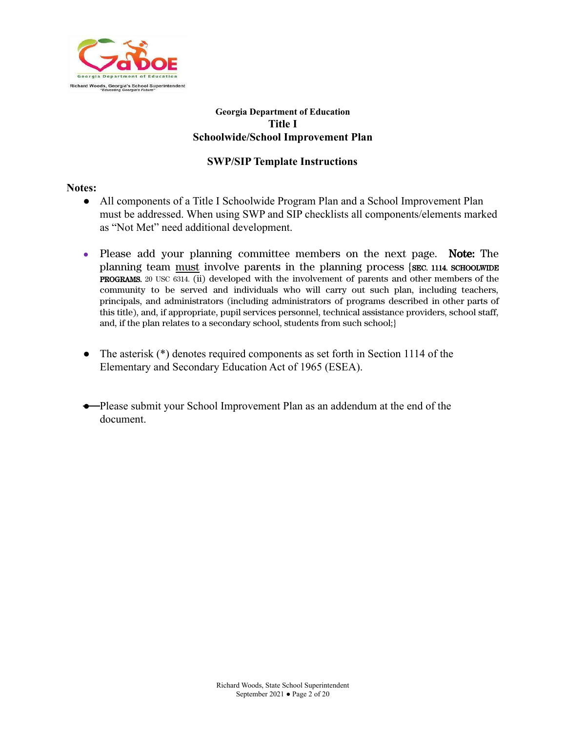**Georgia Department of Education**
**Title I**
**Schoolwide/School Improvement Plan**

**SWP/SIP Template Instructions**

**Notes:**

- All components of a Title I Schoolwide Program Plan and a School Improvement Plan must be addressed. When using SWP and SIP checklists all components/elements marked as "Not Met" need additional development.

- Please add your planning committee members on the next page. **Note:** The planning team must involve parents in the planning process {**SEC. 1114. SCHOOLWIDE PROGRAMS.** 20 USC 6314. (ii) developed with the involvement of parents and other members of the community to be served and individuals who will carry out such plan, including teachers, principals, and administrators (including administrators of programs described in other parts of this title), and, if appropriate, pupil services personnel, technical assistance providers, school staff, and, if the plan relates to a secondary school, students from such school;}

- The asterisk (*) denotes required components as set forth in Section 1114 of the Elementary and Secondary Education Act of 1965 (ESEA).

- Please submit your School Improvement Plan as an addendum at the end of the document.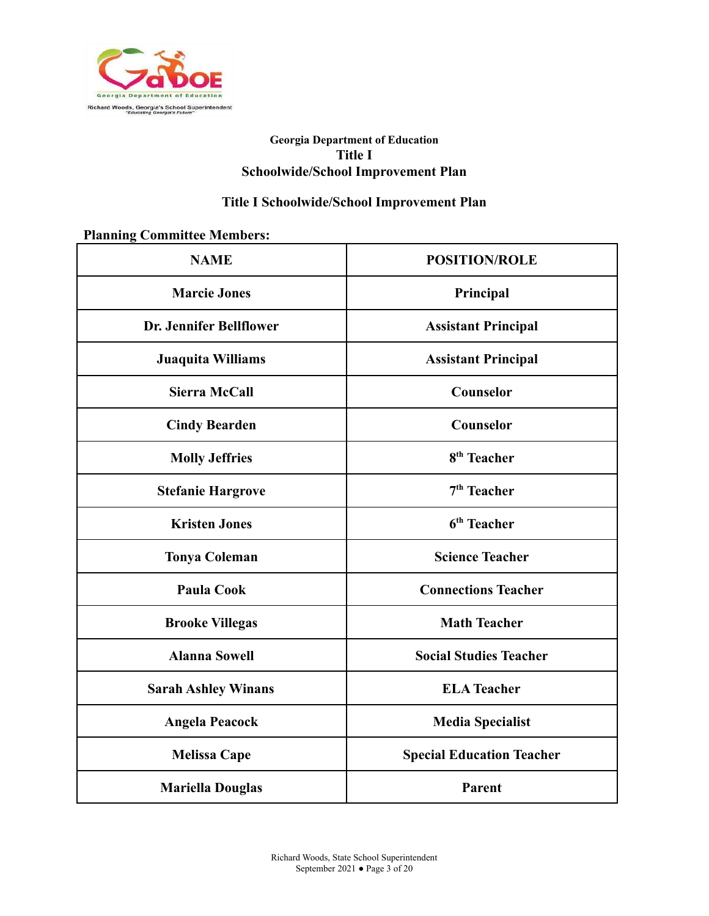**Georgia Department of Education**

## Title I
## Schoolwide/School Improvement Plan

### Title I Schoolwide/School Improvement Plan

**Planning Committee Members:**

| NAME | POSITION/ROLE |
|---|---|
| Marcie Jones | Principal |
| Dr. Jennifer Bellflower | Assistant Principal |
| Juaquita Williams | Assistant Principal |
| Sierra McCall | Counselor |
| Cindy Bearden | Counselor |
| Molly Jeffries | 8th Teacher |
| Stefanie Hargrove | 7th Teacher |
| Kristen Jones | 6th Teacher |
| Tonya Coleman | Science Teacher |
| Paula Cook | Connections Teacher |
| Brooke Villegas | Math Teacher |
| Alanna Sowell | Social Studies Teacher |
| Sarah Ashley Winans | ELA Teacher |
| Angela Peacock | Media Specialist |
| Melissa Cape | Special Education Teacher |
| Mariella Douglas | Parent |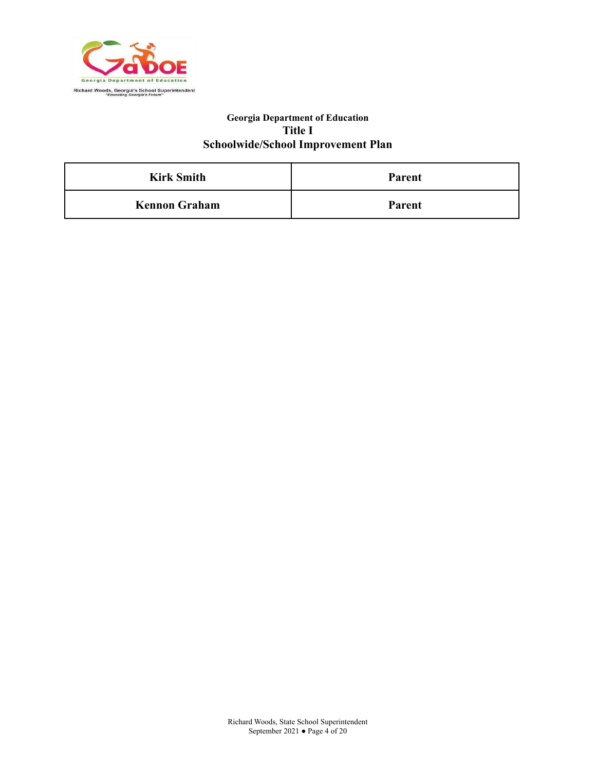| Kirk Smith | Parent |
|---|---|
| Kennon Graham | Parent |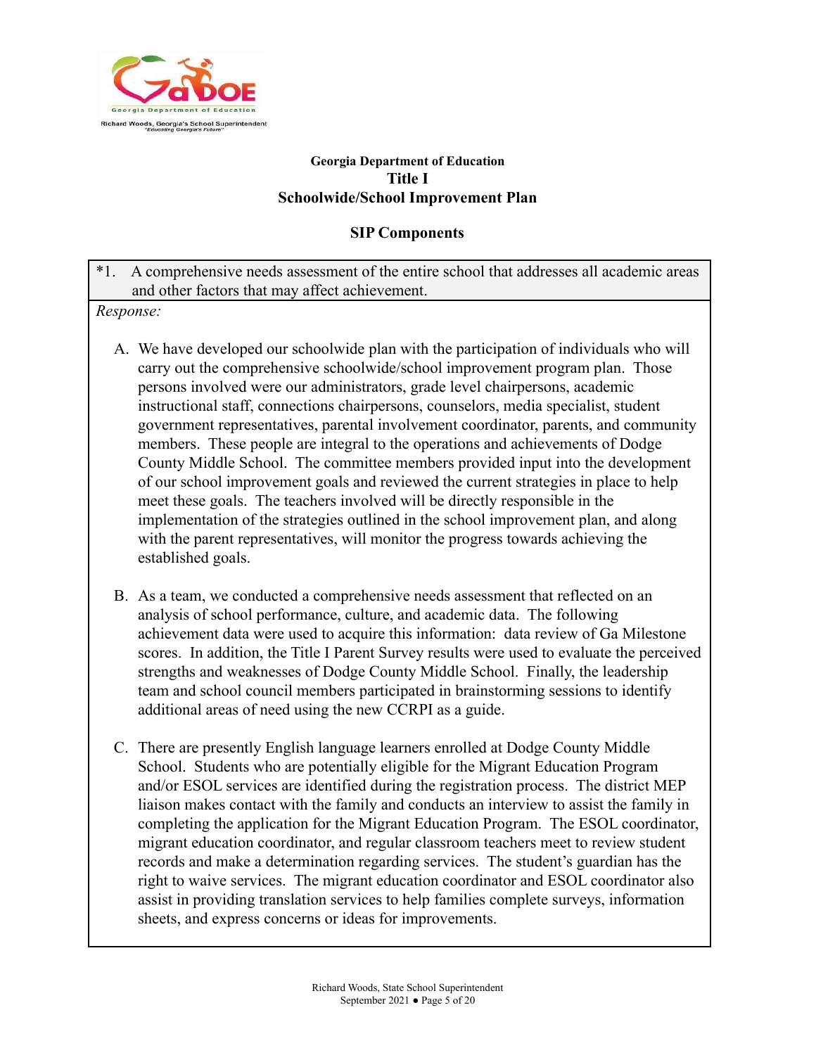**Georgia Department of Education**
**Title I**
**Schoolwide/School Improvement Plan**

**SIP Components**

*1. A comprehensive needs assessment of the entire school that addresses all academic areas and other factors that may affect achievement.

*Response:*

A. We have developed our schoolwide plan with the participation of individuals who will carry out the comprehensive schoolwide/school improvement program plan. Those persons involved were our administrators, grade level chairpersons, academic instructional staff, connections chairpersons, counselors, media specialist, student government representatives, parental involvement coordinator, parents, and community members. These people are integral to the operations and achievements of Dodge County Middle School. The committee members provided input into the development of our school improvement goals and reviewed the current strategies in place to help meet these goals. The teachers involved will be directly responsible in the implementation of the strategies outlined in the school improvement plan, and along with the parent representatives, will monitor the progress towards achieving the established goals.

B. As a team, we conducted a comprehensive needs assessment that reflected on an analysis of school performance, culture, and academic data. The following achievement data were used to acquire this information: data review of Ga Milestone scores. In addition, the Title I Parent Survey results were used to evaluate the perceived strengths and weaknesses of Dodge County Middle School. Finally, the leadership team and school council members participated in brainstorming sessions to identify additional areas of need using the new CCRPI as a guide.

C. There are presently English language learners enrolled at Dodge County Middle School. Students who are potentially eligible for the Migrant Education Program and/or ESOL services are identified during the registration process. The district MEP liaison makes contact with the family and conducts an interview to assist the family in completing the application for the Migrant Education Program. The ESOL coordinator, migrant education coordinator, and regular classroom teachers meet to review student records and make a determination regarding services. The student's guardian has the right to waive services. The migrant education coordinator and ESOL coordinator also assist in providing translation services to help families complete surveys, information sheets, and express concerns or ideas for improvements.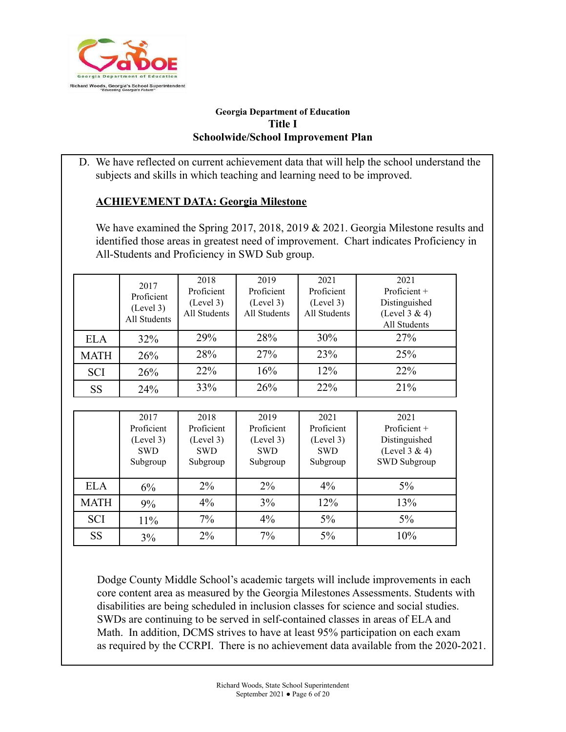**Georgia Department of Education**
**Title I**
**Schoolwide/School Improvement Plan**

D. We have reflected on current achievement data that will help the school understand the subjects and skills in which teaching and learning need to be improved.

**ACHIEVEMENT DATA: Georgia Milestone**

We have examined the Spring 2017, 2018, 2019 & 2021. Georgia Milestone results and identified those areas in greatest need of improvement. Chart indicates Proficiency in All-Students and Proficiency in SWD Sub group.

| | 2017 Proficient (Level 3) All Students | 2018 Proficient (Level 3) All Students | 2019 Proficient (Level 3) All Students | 2021 Proficient (Level 3) All Students | 2021 Proficient + Distinguished (Level 3 & 4) All Students |
|---|---|---|---|---|---|
| ELA | 32% | 29% | 28% | 30% | 27% |
| MATH | 26% | 28% | 27% | 23% | 25% |
| SCI | 26% | 22% | 16% | 12% | 22% |
| SS | 24% | 33% | 26% | 22% | 21% |

| | 2017 Proficient (Level 3) SWD Subgroup | 2018 Proficient (Level 3) SWD Subgroup | 2019 Proficient (Level 3) SWD Subgroup | 2021 Proficient (Level 3) SWD Subgroup | 2021 Proficient + Distinguished (Level 3 & 4) SWD Subgroup |
|---|---|---|---|---|---|
| ELA | 6% | 2% | 2% | 4% | 5% |
| MATH | 9% | 4% | 3% | 12% | 13% |
| SCI | 11% | 7% | 4% | 5% | 5% |
| SS | 3% | 2% | 7% | 5% | 10% |

Dodge County Middle School's academic targets will include improvements in each core content area as measured by the Georgia Milestones Assessments. Students with disabilities are being scheduled in inclusion classes for science and social studies. SWDs are continuing to be served in self-contained classes in areas of ELA and Math. In addition, DCMS strives to have at least 95% participation on each exam as required by the CCRPI. There is no achievement data available from the 2020-2021.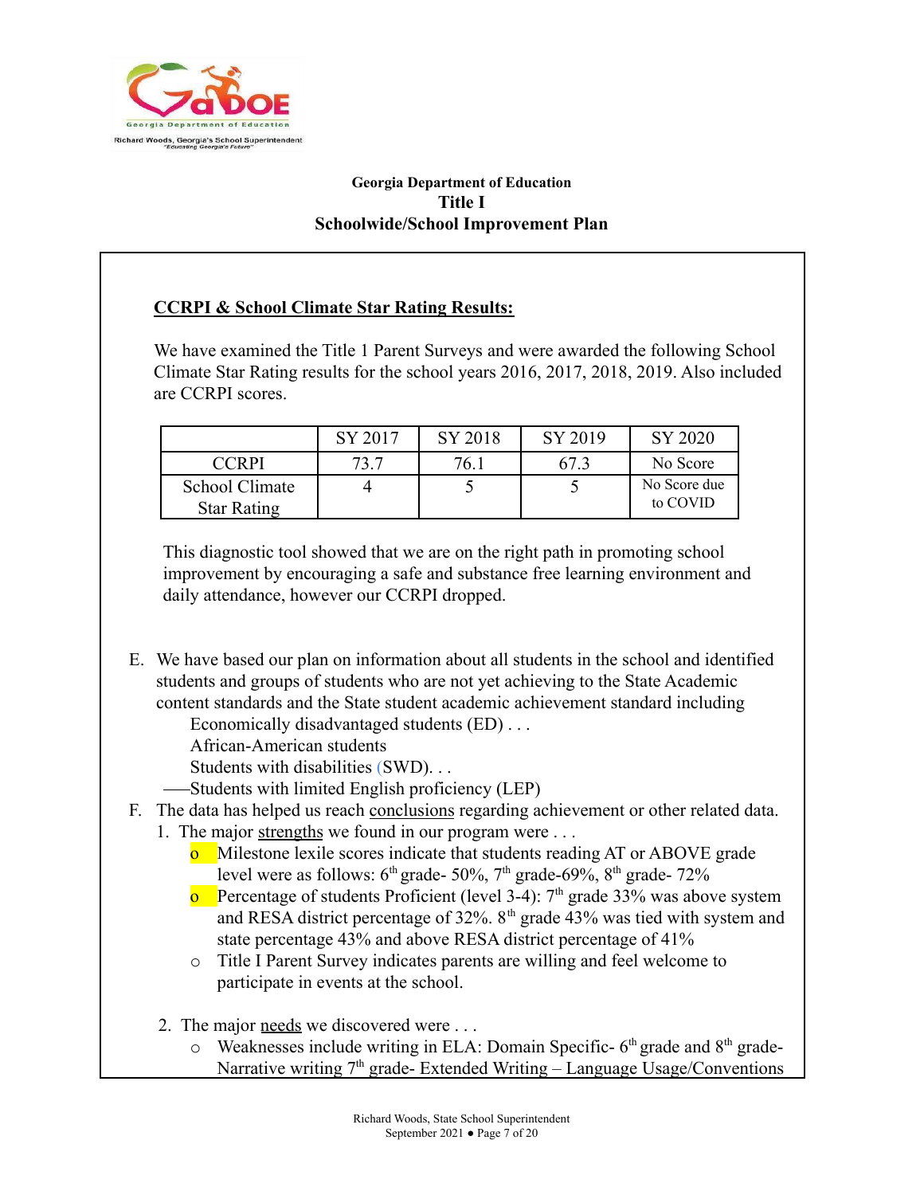**Georgia Department of Education**
**Title I**
**Schoolwide/School Improvement Plan**

## CCRPI & School Climate Star Rating Results:

We have examined the Title 1 Parent Surveys and were awarded the following School Climate Star Rating results for the school years 2016, 2017, 2018, 2019. Also included are CCRPI scores.

| | SY 2017 | SY 2018 | SY 2019 | SY 2020 |
|---|---|---|---|---|
| CCRPI | 73.7 | 76.1 | 67.3 | No Score |
| School Climate Star Rating | 4 | 5 | 5 | No Score due to COVID |

This diagnostic tool showed that we are on the right path in promoting school improvement by encouraging a safe and substance free learning environment and daily attendance, however our CCRPI dropped.

E. We have based our plan on information about all students in the school and identified students and groups of students who are not yet achieving to the State Academic content standards and the State student academic achievement standard including
   - Economically disadvantaged students (ED) . . .
   - African-American students
   - Students with disabilities (SWD). . .
   - Students with limited English proficiency (LEP)

F. The data has helped us reach conclusions regarding achievement or other related data.
   1. The major strengths we found in our program were . . .
      - Milestone lexile scores indicate that students reading AT or ABOVE grade level were as follows: 6th grade- 50%, 7th grade-69%, 8th grade- 72%
      - Percentage of students Proficient (level 3-4): 7th grade 33% was above system and RESA district percentage of 32%. 8th grade 43% was tied with system and state percentage 43% and above RESA district percentage of 41%
      - Title I Parent Survey indicates parents are willing and feel welcome to participate in events at the school.
   2. The major needs we discovered were . . .
      - Weaknesses include writing in ELA: Domain Specific- 6th grade and 8th grade- Narrative writing 7th grade- Extended Writing – Language Usage/Conventions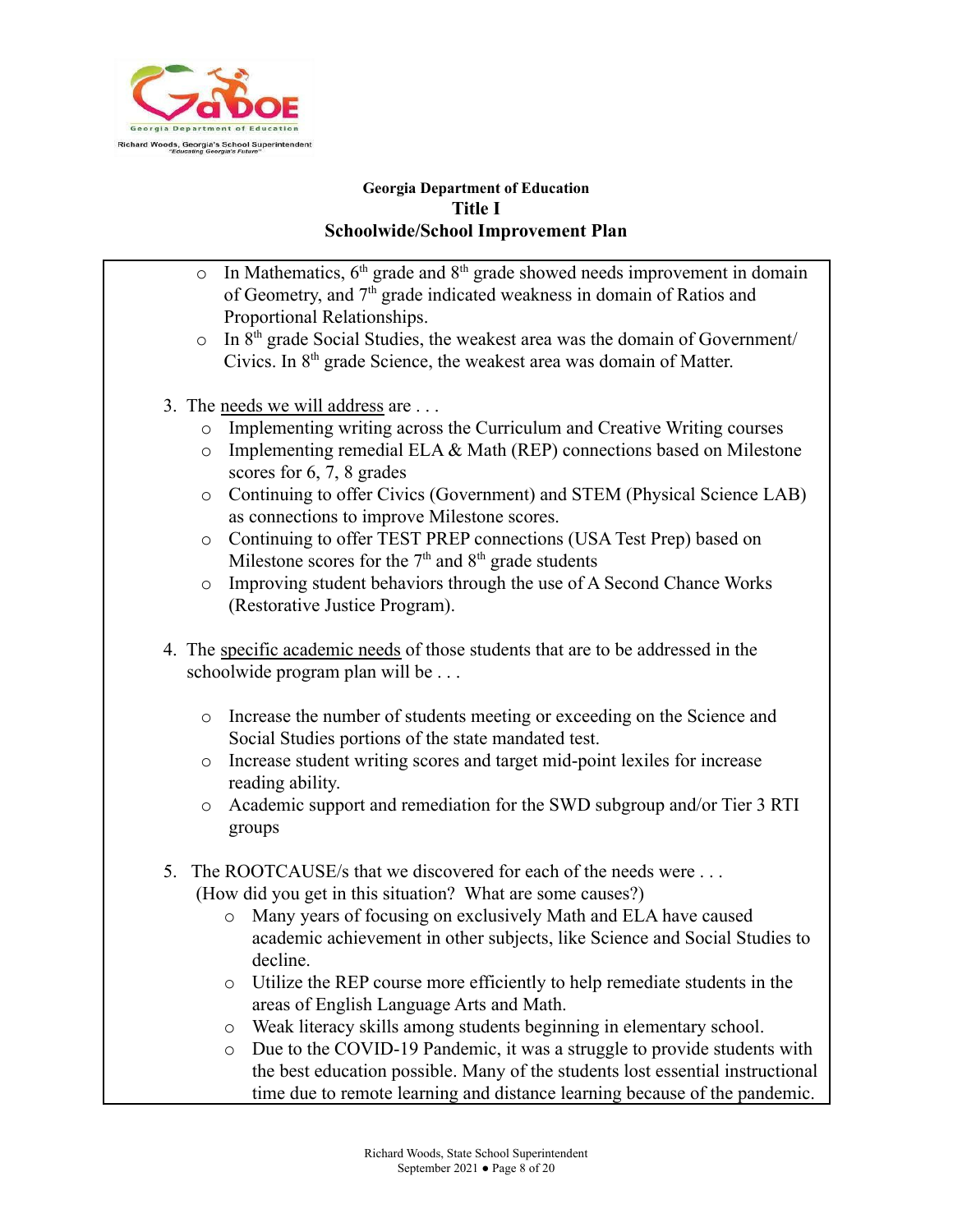- In Mathematics, 6th grade and 8th grade showed needs improvement in domain of Geometry, and 7th grade indicated weakness in domain of Ratios and Proportional Relationships.
- In 8th grade Social Studies, the weakest area was the domain of Government/ Civics. In 8th grade Science, the weakest area was domain of Matter.

3. The needs we will address are . . .
   - Implementing writing across the Curriculum and Creative Writing courses
   - Implementing remedial ELA & Math (REP) connections based on Milestone scores for 6, 7, 8 grades
   - Continuing to offer Civics (Government) and STEM (Physical Science LAB) as connections to improve Milestone scores.
   - Continuing to offer TEST PREP connections (USA Test Prep) based on Milestone scores for the 7th and 8th grade students
   - Improving student behaviors through the use of A Second Chance Works (Restorative Justice Program).

4. The specific academic needs of those students that are to be addressed in the schoolwide program plan will be . . .
   - Increase the number of students meeting or exceeding on the Science and Social Studies portions of the state mandated test.
   - Increase student writing scores and target mid-point lexiles for increase reading ability.
   - Academic support and remediation for the SWD subgroup and/or Tier 3 RTI groups

5. The ROOTCAUSE/s that we discovered for each of the needs were . . .
   (How did you get in this situation? What are some causes?)
   - Many years of focusing on exclusively Math and ELA have caused academic achievement in other subjects, like Science and Social Studies to decline.
   - Utilize the REP course more efficiently to help remediate students in the areas of English Language Arts and Math.
   - Weak literacy skills among students beginning in elementary school.
   - Due to the COVID-19 Pandemic, it was a struggle to provide students with the best education possible. Many of the students lost essential instructional time due to remote learning and distance learning because of the pandemic.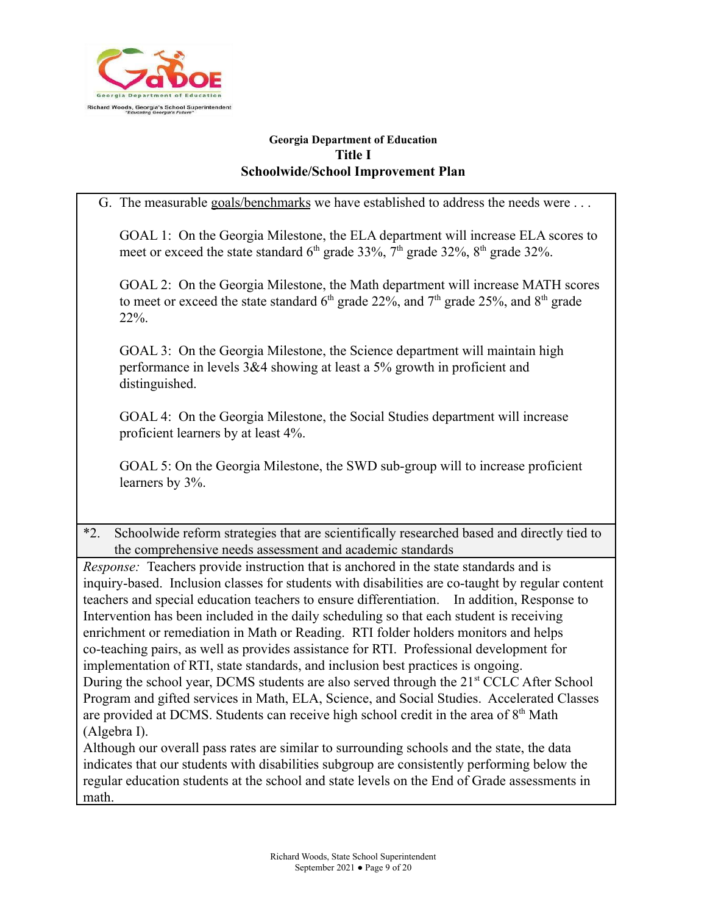**Georgia Department of Education**
**Title I**
**Schoolwide/School Improvement Plan**

G. The measurable goals/benchmarks we have established to address the needs were . . .

GOAL 1: On the Georgia Milestone, the ELA department will increase ELA scores to meet or exceed the state standard 6th grade 33%, 7th grade 32%, 8th grade 32%.

GOAL 2: On the Georgia Milestone, the Math department will increase MATH scores to meet or exceed the state standard 6th grade 22%, and 7th grade 25%, and 8th grade 22%.

GOAL 3: On the Georgia Milestone, the Science department will maintain high performance in levels 3&4 showing at least a 5% growth in proficient and distinguished.

GOAL 4: On the Georgia Milestone, the Social Studies department will increase proficient learners by at least 4%.

GOAL 5: On the Georgia Milestone, the SWD sub-group will to increase proficient learners by 3%.

*2. Schoolwide reform strategies that are scientifically researched based and directly tied to the comprehensive needs assessment and academic standards

*Response:* Teachers provide instruction that is anchored in the state standards and is inquiry-based. Inclusion classes for students with disabilities are co-taught by regular content teachers and special education teachers to ensure differentiation. In addition, Response to Intervention has been included in the daily scheduling so that each student is receiving enrichment or remediation in Math or Reading. RTI folder holders monitors and helps co-teaching pairs, as well as provides assistance for RTI. Professional development for implementation of RTI, state standards, and inclusion best practices is ongoing.
During the school year, DCMS students are also served through the 21st CCLC After School Program and gifted services in Math, ELA, Science, and Social Studies. Accelerated Classes are provided at DCMS. Students can receive high school credit in the area of 8th Math (Algebra I).
Although our overall pass rates are similar to surrounding schools and the state, the data indicates that our students with disabilities subgroup are consistently performing below the regular education students at the school and state levels on the End of Grade assessments in math.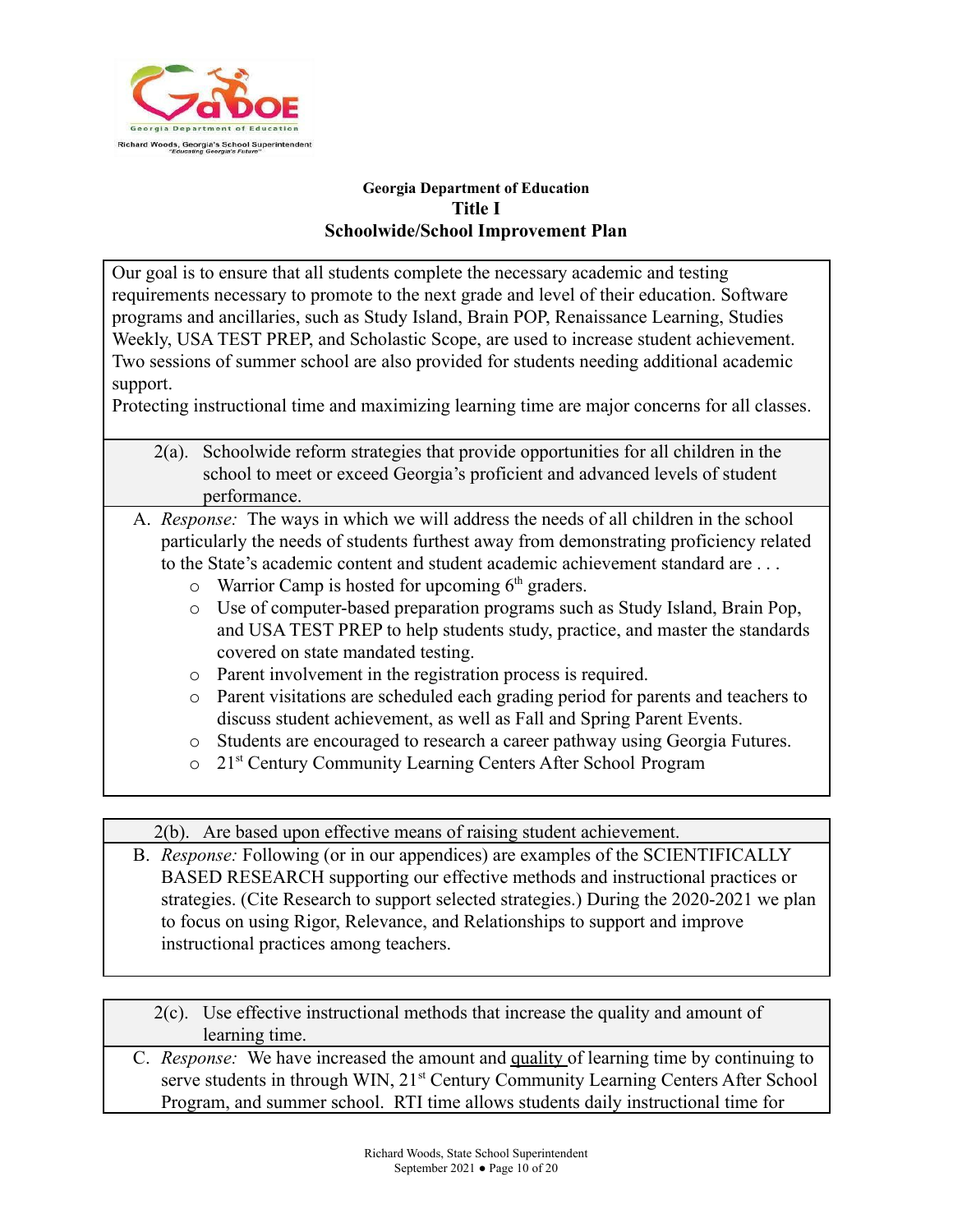**Georgia Department of Education**
**Title I**
**Schoolwide/School Improvement Plan**

Our goal is to ensure that all students complete the necessary academic and testing requirements necessary to promote to the next grade and level of their education. Software programs and ancillaries, such as Study Island, Brain POP, Renaissance Learning, Studies Weekly, USA TEST PREP, and Scholastic Scope, are used to increase student achievement. Two sessions of summer school are also provided for students needing additional academic support.
Protecting instructional time and maximizing learning time are major concerns for all classes.

2(a). Schoolwide reform strategies that provide opportunities for all children in the school to meet or exceed Georgia's proficient and advanced levels of student performance.

A. *Response:* The ways in which we will address the needs of all children in the school particularly the needs of students furthest away from demonstrating proficiency related to the State's academic content and student academic achievement standard are . . .
   - Warrior Camp is hosted for upcoming 6th graders.
   - Use of computer-based preparation programs such as Study Island, Brain Pop, and USA TEST PREP to help students study, practice, and master the standards covered on state mandated testing.
   - Parent involvement in the registration process is required.
   - Parent visitations are scheduled each grading period for parents and teachers to discuss student achievement, as well as Fall and Spring Parent Events.
   - Students are encouraged to research a career pathway using Georgia Futures.
   - 21st Century Community Learning Centers After School Program

2(b). Are based upon effective means of raising student achievement.

B. *Response:* Following (or in our appendices) are examples of the SCIENTIFICALLY BASED RESEARCH supporting our effective methods and instructional practices or strategies. (Cite Research to support selected strategies.) During the 2020-2021 we plan to focus on using Rigor, Relevance, and Relationships to support and improve instructional practices among teachers.

2(c). Use effective instructional methods that increase the quality and amount of learning time.

C. *Response:* We have increased the amount and quality of learning time by continuing to serve students in through WIN, 21st Century Community Learning Centers After School Program, and summer school. RTI time allows students daily instructional time for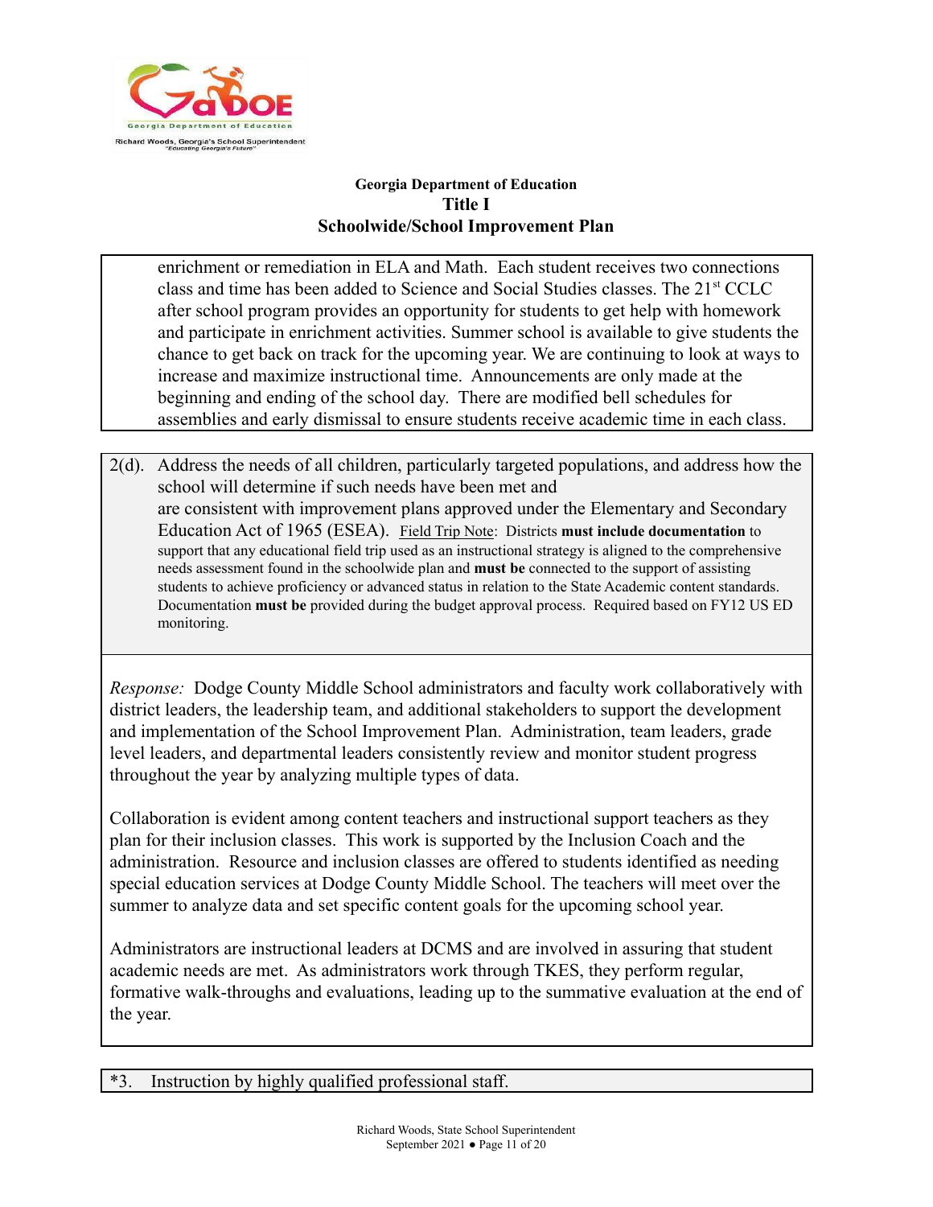enrichment or remediation in ELA and Math. Each student receives two connections class and time has been added to Science and Social Studies classes. The 21st CCLC after school program provides an opportunity for students to get help with homework and participate in enrichment activities. Summer school is available to give students the chance to get back on track for the upcoming year. We are continuing to look at ways to increase and maximize instructional time. Announcements are only made at the beginning and ending of the school day. There are modified bell schedules for assemblies and early dismissal to ensure students receive academic time in each class.

2(d). Address the needs of all children, particularly targeted populations, and address how the school will determine if such needs have been met and are consistent with improvement plans approved under the Elementary and Secondary Education Act of 1965 (ESEA). Field Trip Note: Districts **must include documentation** to support that any educational field trip used as an instructional strategy is aligned to the comprehensive needs assessment found in the schoolwide plan and **must be** connected to the support of assisting students to achieve proficiency or advanced status in relation to the State Academic content standards. Documentation **must be** provided during the budget approval process. Required based on FY12 US ED monitoring.

*Response:* Dodge County Middle School administrators and faculty work collaboratively with district leaders, the leadership team, and additional stakeholders to support the development and implementation of the School Improvement Plan. Administration, team leaders, grade level leaders, and departmental leaders consistently review and monitor student progress throughout the year by analyzing multiple types of data.

Collaboration is evident among content teachers and instructional support teachers as they plan for their inclusion classes. This work is supported by the Inclusion Coach and the administration. Resource and inclusion classes are offered to students identified as needing special education services at Dodge County Middle School. The teachers will meet over the summer to analyze data and set specific content goals for the upcoming school year.

Administrators are instructional leaders at DCMS and are involved in assuring that student academic needs are met. As administrators work through TKES, they perform regular, formative walk-throughs and evaluations, leading up to the summative evaluation at the end of the year.

*3. Instruction by highly qualified professional staff.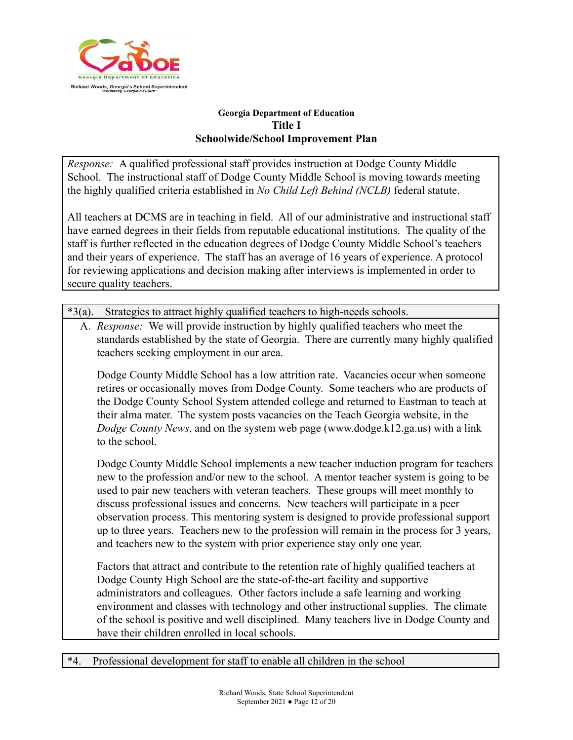**Georgia Department of Education**
**Title I**
**Schoolwide/School Improvement Plan**

*Response:* A qualified professional staff provides instruction at Dodge County Middle School. The instructional staff of Dodge County Middle School is moving towards meeting the highly qualified criteria established in *No Child Left Behind (NCLB)* federal statute.

All teachers at DCMS are in teaching in field. All of our administrative and instructional staff have earned degrees in their fields from reputable educational institutions. The quality of the staff is further reflected in the education degrees of Dodge County Middle School's teachers and their years of experience. The staff has an average of 16 years of experience. A protocol for reviewing applications and decision making after interviews is implemented in order to secure quality teachers.

*3(a). Strategies to attract highly qualified teachers to high-needs schools.

A. *Response:* We will provide instruction by highly qualified teachers who meet the standards established by the state of Georgia. There are currently many highly qualified teachers seeking employment in our area.

Dodge County Middle School has a low attrition rate. Vacancies occur when someone retires or occasionally moves from Dodge County. Some teachers who are products of the Dodge County School System attended college and returned to Eastman to teach at their alma mater. The system posts vacancies on the Teach Georgia website, in the *Dodge County News*, and on the system web page (www.dodge.k12.ga.us) with a link to the school.

Dodge County Middle School implements a new teacher induction program for teachers new to the profession and/or new to the school. A mentor teacher system is going to be used to pair new teachers with veteran teachers. These groups will meet monthly to discuss professional issues and concerns. New teachers will participate in a peer observation process. This mentoring system is designed to provide professional support up to three years. Teachers new to the profession will remain in the process for 3 years, and teachers new to the system with prior experience stay only one year.

Factors that attract and contribute to the retention rate of highly qualified teachers at Dodge County High School are the state-of-the-art facility and supportive administrators and colleagues. Other factors include a safe learning and working environment and classes with technology and other instructional supplies. The climate of the school is positive and well disciplined. Many teachers live in Dodge County and have their children enrolled in local schools.

*4. Professional development for staff to enable all children in the school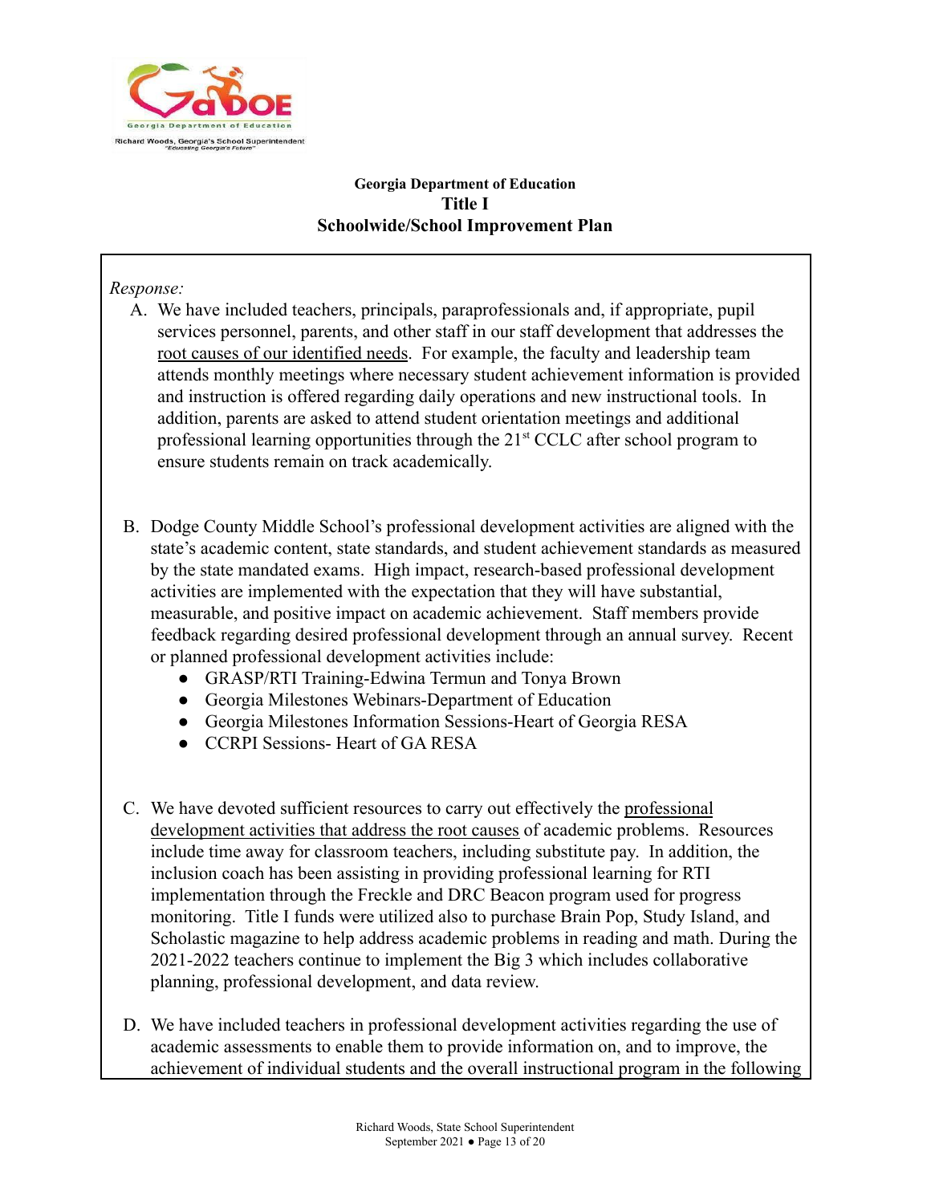**Georgia Department of Education**
**Title I**
**Schoolwide/School Improvement Plan**

*Response:*

A. We have included teachers, principals, paraprofessionals and, if appropriate, pupil services personnel, parents, and other staff in our staff development that addresses the root causes of our identified needs. For example, the faculty and leadership team attends monthly meetings where necessary student achievement information is provided and instruction is offered regarding daily operations and new instructional tools. In addition, parents are asked to attend student orientation meetings and additional professional learning opportunities through the 21st CCLC after school program to ensure students remain on track academically.

B. Dodge County Middle School's professional development activities are aligned with the state's academic content, state standards, and student achievement standards as measured by the state mandated exams. High impact, research-based professional development activities are implemented with the expectation that they will have substantial, measurable, and positive impact on academic achievement. Staff members provide feedback regarding desired professional development through an annual survey. Recent or planned professional development activities include:
   - GRASP/RTI Training-Edwina Termun and Tonya Brown
   - Georgia Milestones Webinars-Department of Education
   - Georgia Milestones Information Sessions-Heart of Georgia RESA
   - CCRPI Sessions- Heart of GA RESA

C. We have devoted sufficient resources to carry out effectively the professional development activities that address the root causes of academic problems. Resources include time away for classroom teachers, including substitute pay. In addition, the inclusion coach has been assisting in providing professional learning for RTI implementation through the Freckle and DRC Beacon program used for progress monitoring. Title I funds were utilized also to purchase Brain Pop, Study Island, and Scholastic magazine to help address academic problems in reading and math. During the 2021-2022 teachers continue to implement the Big 3 which includes collaborative planning, professional development, and data review.

D. We have included teachers in professional development activities regarding the use of academic assessments to enable them to provide information on, and to improve, the achievement of individual students and the overall instructional program in the following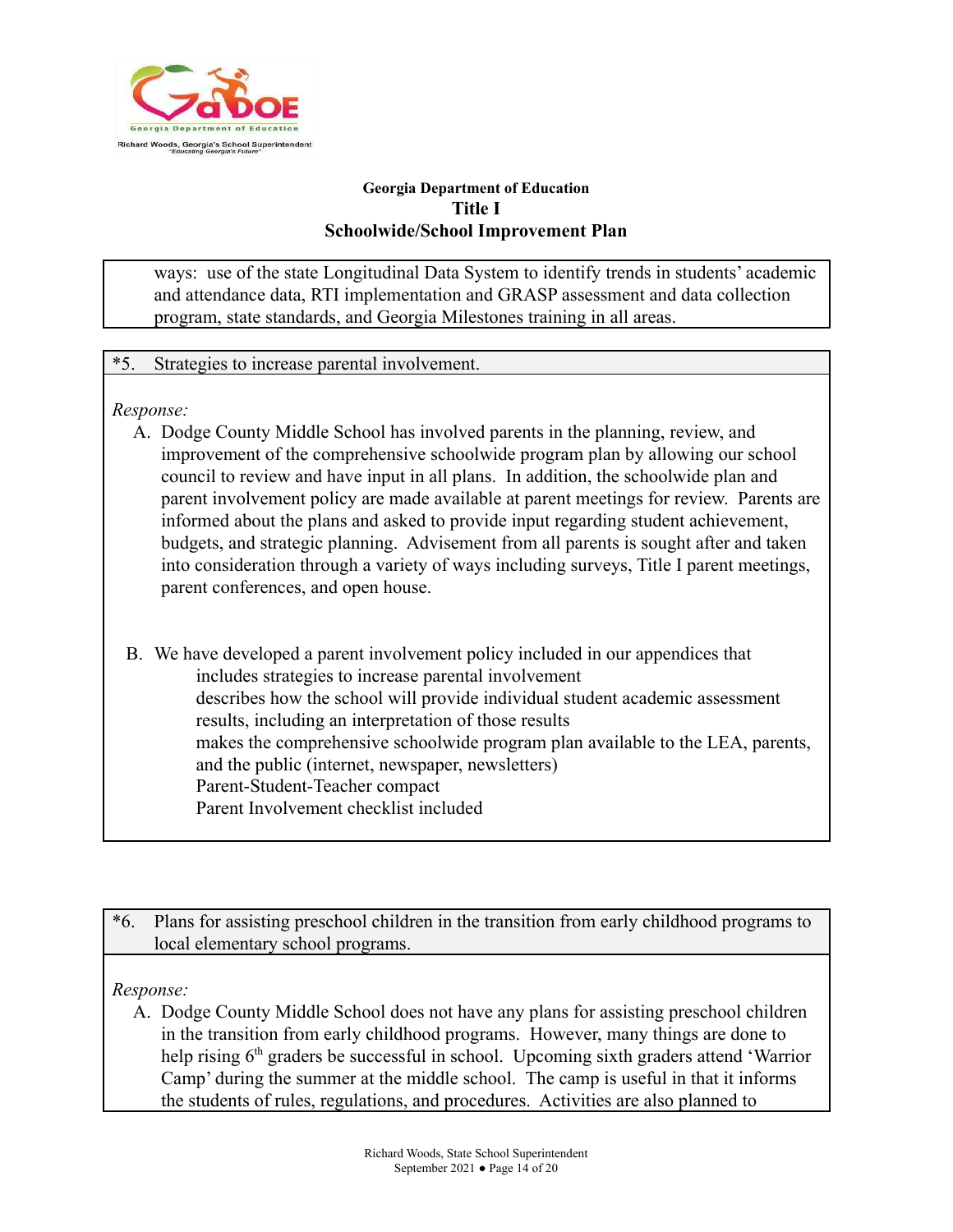ways: use of the state Longitudinal Data System to identify trends in students' academic and attendance data, RTI implementation and GRASP assessment and data collection program, state standards, and Georgia Milestones training in all areas.

*5. Strategies to increase parental involvement.

*Response:*

A. Dodge County Middle School has involved parents in the planning, review, and improvement of the comprehensive schoolwide program plan by allowing our school council to review and have input in all plans. In addition, the schoolwide plan and parent involvement policy are made available at parent meetings for review. Parents are informed about the plans and asked to provide input regarding student achievement, budgets, and strategic planning. Advisement from all parents is sought after and taken into consideration through a variety of ways including surveys, Title I parent meetings, parent conferences, and open house.

B. We have developed a parent involvement policy included in our appendices that
   - includes strategies to increase parental involvement
   - describes how the school will provide individual student academic assessment results, including an interpretation of those results
   - makes the comprehensive schoolwide program plan available to the LEA, parents, and the public (internet, newspaper, newsletters)
   - Parent-Student-Teacher compact
   - Parent Involvement checklist included

*6. Plans for assisting preschool children in the transition from early childhood programs to local elementary school programs.

*Response:*

A. Dodge County Middle School does not have any plans for assisting preschool children in the transition from early childhood programs. However, many things are done to help rising 6th graders be successful in school. Upcoming sixth graders attend 'Warrior Camp' during the summer at the middle school. The camp is useful in that it informs the students of rules, regulations, and procedures. Activities are also planned to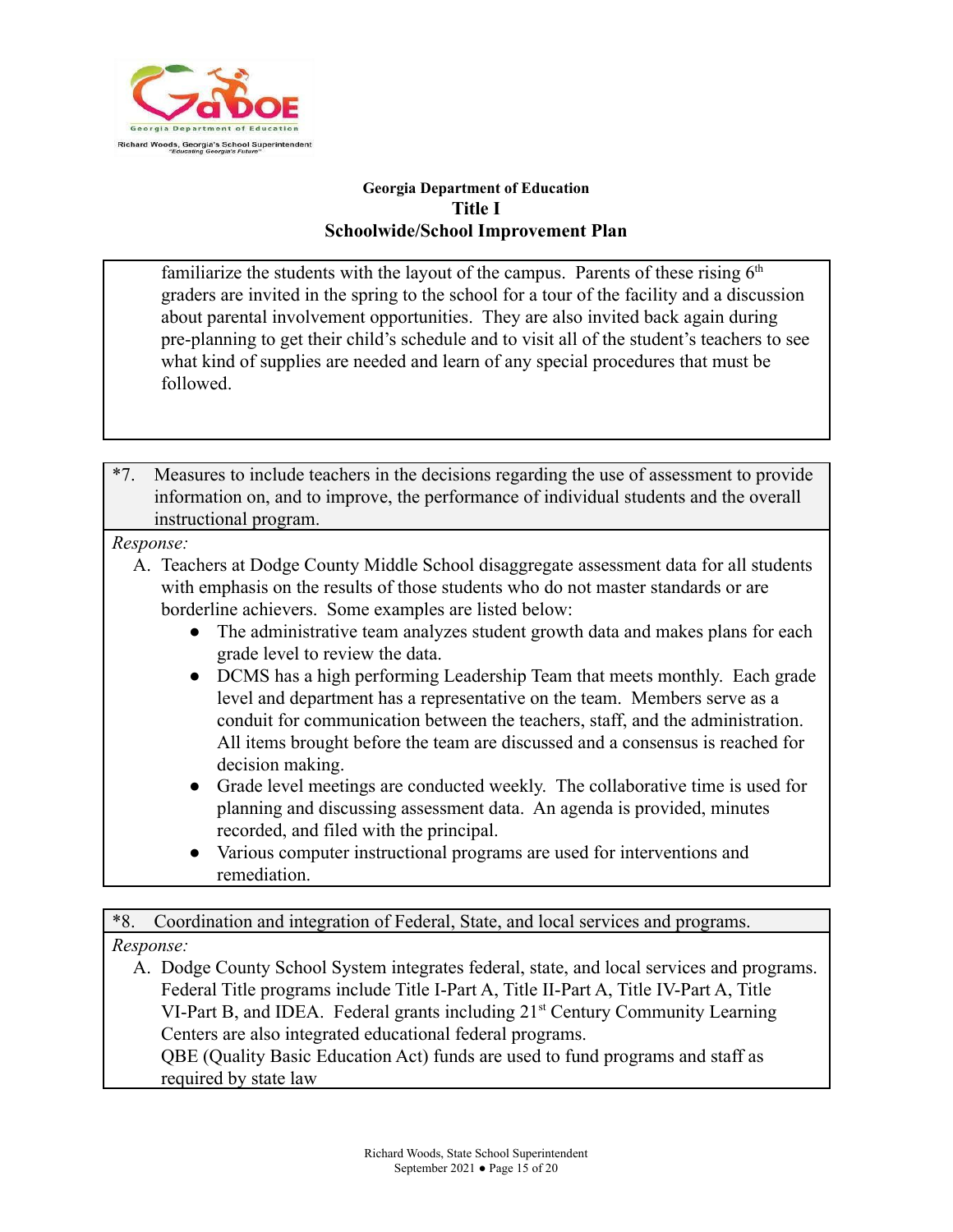familiarize the students with the layout of the campus. Parents of these rising 6th graders are invited in the spring to the school for a tour of the facility and a discussion about parental involvement opportunities. They are also invited back again during pre-planning to get their child's schedule and to visit all of the student's teachers to see what kind of supplies are needed and learn of any special procedures that must be followed.

*7. Measures to include teachers in the decisions regarding the use of assessment to provide information on, and to improve, the performance of individual students and the overall instructional program.

*Response:*

A. Teachers at Dodge County Middle School disaggregate assessment data for all students with emphasis on the results of those students who do not master standards or are borderline achievers. Some examples are listed below:
   - The administrative team analyzes student growth data and makes plans for each grade level to review the data.
   - DCMS has a high performing Leadership Team that meets monthly. Each grade level and department has a representative on the team. Members serve as a conduit for communication between the teachers, staff, and the administration. All items brought before the team are discussed and a consensus is reached for decision making.
   - Grade level meetings are conducted weekly. The collaborative time is used for planning and discussing assessment data. An agenda is provided, minutes recorded, and filed with the principal.
   - Various computer instructional programs are used for interventions and remediation.

*8. Coordination and integration of Federal, State, and local services and programs.

*Response:*

A. Dodge County School System integrates federal, state, and local services and programs. Federal Title programs include Title I-Part A, Title II-Part A, Title IV-Part A, Title VI-Part B, and IDEA. Federal grants including 21st Century Community Learning Centers are also integrated educational federal programs.
   QBE (Quality Basic Education Act) funds are used to fund programs and staff as required by state law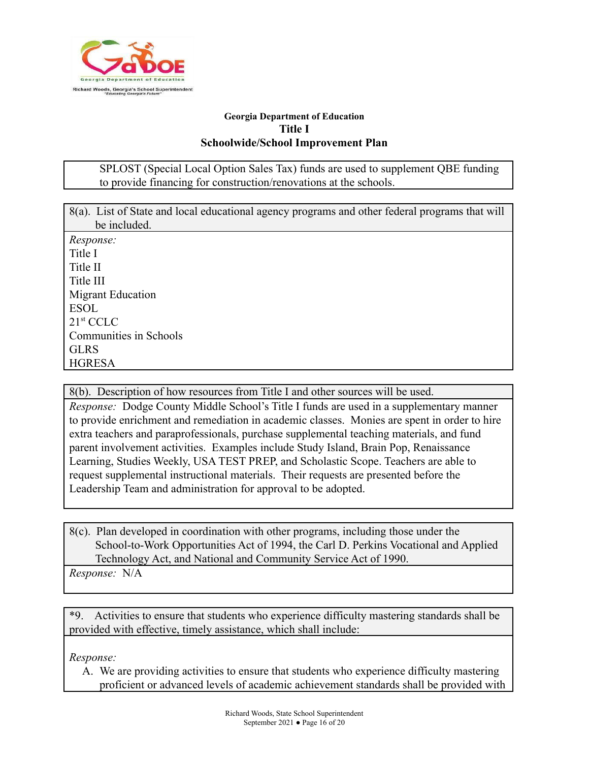**Georgia Department of Education**
**Title I**
**Schoolwide/School Improvement Plan**

SPLOST (Special Local Option Sales Tax) funds are used to supplement QBE funding to provide financing for construction/renovations at the schools.

8(a). List of State and local educational agency programs and other federal programs that will be included.

*Response:*
Title I
Title II
Title III
Migrant Education
ESOL
21[st] CCLC
Communities in Schools
GLRS
HGRESA

8(b). Description of how resources from Title I and other sources will be used.

*Response:* Dodge County Middle School's Title I funds are used in a supplementary manner to provide enrichment and remediation in academic classes. Monies are spent in order to hire extra teachers and paraprofessionals, purchase supplemental teaching materials, and fund parent involvement activities. Examples include Study Island, Brain Pop, Renaissance Learning, Studies Weekly, USA TEST PREP, and Scholastic Scope. Teachers are able to request supplemental instructional materials. Their requests are presented before the Leadership Team and administration for approval to be adopted.

8(c). Plan developed in coordination with other programs, including those under the School-to-Work Opportunities Act of 1994, the Carl D. Perkins Vocational and Applied Technology Act, and National and Community Service Act of 1990.

*Response:* N/A

*9. Activities to ensure that students who experience difficulty mastering standards shall be provided with effective, timely assistance, which shall include:

*Response:*

A. We are providing activities to ensure that students who experience difficulty mastering proficient or advanced levels of academic achievement standards shall be provided with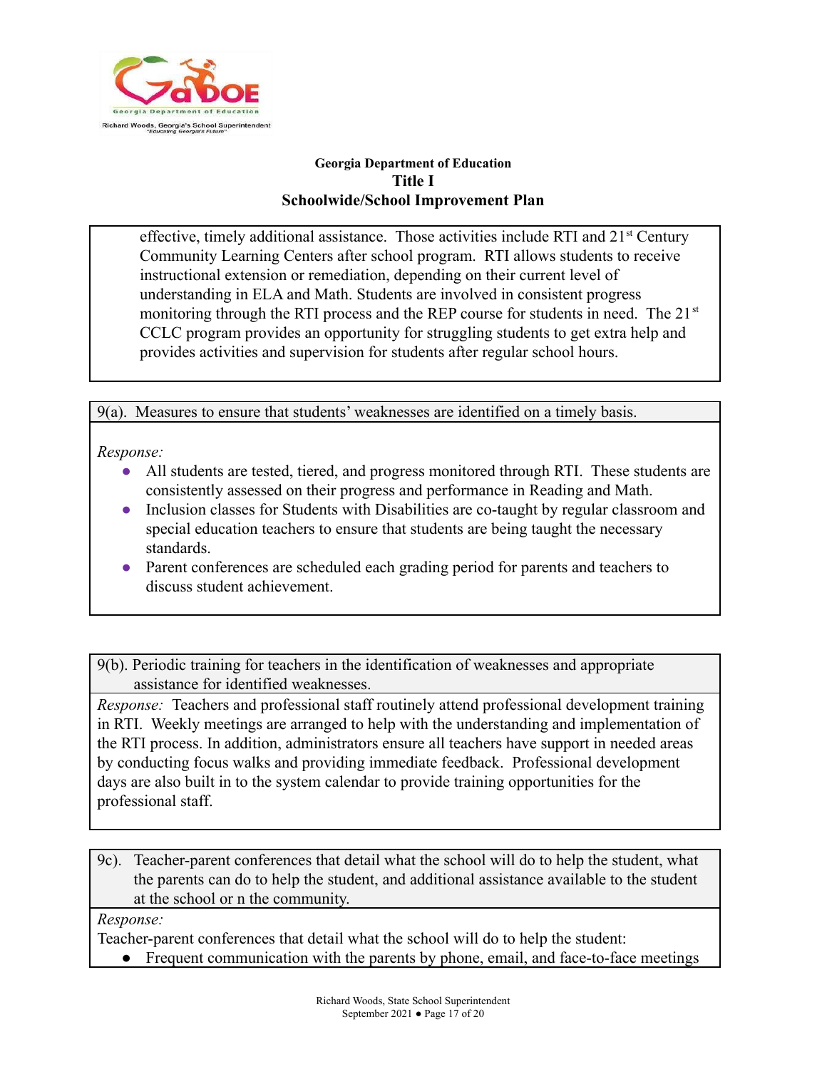effective, timely additional assistance. Those activities include RTI and 21st Century Community Learning Centers after school program. RTI allows students to receive instructional extension or remediation, depending on their current level of understanding in ELA and Math. Students are involved in consistent progress monitoring through the RTI process and the REP course for students in need. The 21st CCLC program provides an opportunity for struggling students to get extra help and provides activities and supervision for students after regular school hours.

9(a). Measures to ensure that students' weaknesses are identified on a timely basis.

*Response:*

- All students are tested, tiered, and progress monitored through RTI. These students are consistently assessed on their progress and performance in Reading and Math.
- Inclusion classes for Students with Disabilities are co-taught by regular classroom and special education teachers to ensure that students are being taught the necessary standards.
- Parent conferences are scheduled each grading period for parents and teachers to discuss student achievement.

9(b). Periodic training for teachers in the identification of weaknesses and appropriate assistance for identified weaknesses.

*Response:* Teachers and professional staff routinely attend professional development training in RTI. Weekly meetings are arranged to help with the understanding and implementation of the RTI process. In addition, administrators ensure all teachers have support in needed areas by conducting focus walks and providing immediate feedback. Professional development days are also built in to the system calendar to provide training opportunities for the professional staff.

9c). Teacher-parent conferences that detail what the school will do to help the student, what the parents can do to help the student, and additional assistance available to the student at the school or n the community.

*Response:*

Teacher-parent conferences that detail what the school will do to help the student:

- Frequent communication with the parents by phone, email, and face-to-face meetings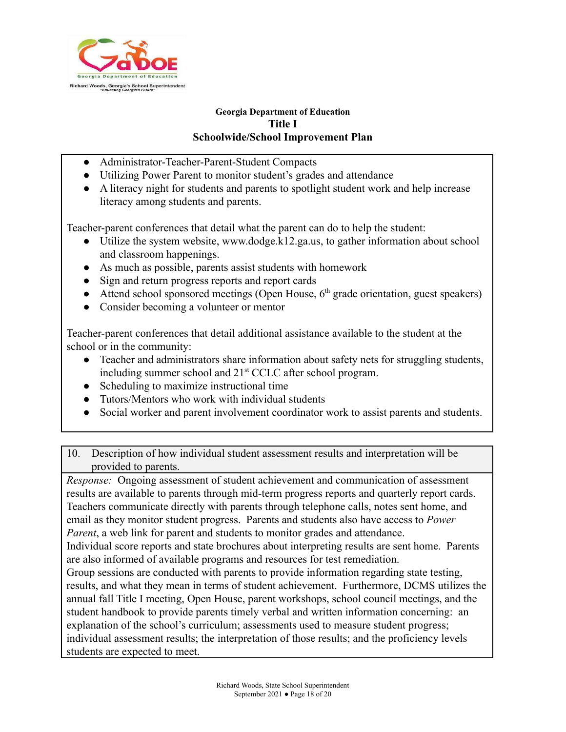- Administrator-Teacher-Parent-Student Compacts
- Utilizing Power Parent to monitor student's grades and attendance
- A literacy night for students and parents to spotlight student work and help increase literacy among students and parents.

Teacher-parent conferences that detail what the parent can do to help the student:

- Utilize the system website, www.dodge.k12.ga.us, to gather information about school and classroom happenings.
- As much as possible, parents assist students with homework
- Sign and return progress reports and report cards
- Attend school sponsored meetings (Open House, 6th grade orientation, guest speakers)
- Consider becoming a volunteer or mentor

Teacher-parent conferences that detail additional assistance available to the student at the school or in the community:

- Teacher and administrators share information about safety nets for struggling students, including summer school and 21st CCLC after school program.
- Scheduling to maximize instructional time
- Tutors/Mentors who work with individual students
- Social worker and parent involvement coordinator work to assist parents and students.

10. Description of how individual student assessment results and interpretation will be provided to parents.

*Response:* Ongoing assessment of student achievement and communication of assessment results are available to parents through mid-term progress reports and quarterly report cards. Teachers communicate directly with parents through telephone calls, notes sent home, and email as they monitor student progress. Parents and students also have access to *Power Parent*, a web link for parent and students to monitor grades and attendance.
Individual score reports and state brochures about interpreting results are sent home. Parents are also informed of available programs and resources for test remediation.
Group sessions are conducted with parents to provide information regarding state testing, results, and what they mean in terms of student achievement. Furthermore, DCMS utilizes the annual fall Title I meeting, Open House, parent workshops, school council meetings, and the student handbook to provide parents timely verbal and written information concerning: an explanation of the school's curriculum; assessments used to measure student progress; individual assessment results; the interpretation of those results; and the proficiency levels students are expected to meet.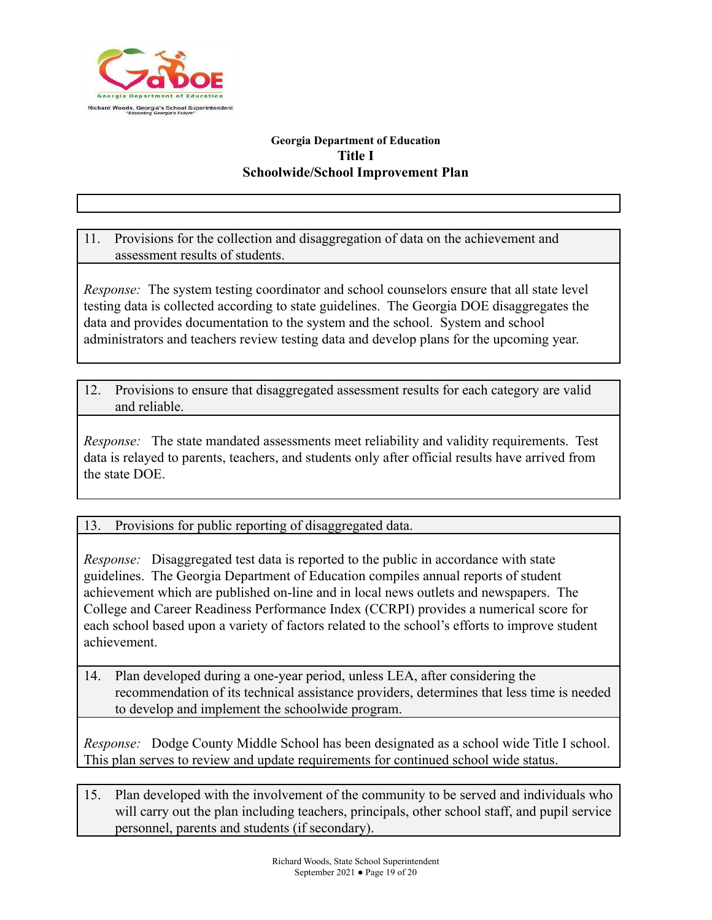**Georgia Department of Education**
**Title I**
**Schoolwide/School Improvement Plan**

11. Provisions for the collection and disaggregation of data on the achievement and assessment results of students.

*Response:* The system testing coordinator and school counselors ensure that all state level testing data is collected according to state guidelines. The Georgia DOE disaggregates the data and provides documentation to the system and the school. System and school administrators and teachers review testing data and develop plans for the upcoming year.

12. Provisions to ensure that disaggregated assessment results for each category are valid and reliable.

*Response:* The state mandated assessments meet reliability and validity requirements. Test data is relayed to parents, teachers, and students only after official results have arrived from the state DOE.

13. Provisions for public reporting of disaggregated data.

*Response:* Disaggregated test data is reported to the public in accordance with state guidelines. The Georgia Department of Education compiles annual reports of student achievement which are published on-line and in local news outlets and newspapers. The College and Career Readiness Performance Index (CCRPI) provides a numerical score for each school based upon a variety of factors related to the school's efforts to improve student achievement.

14. Plan developed during a one-year period, unless LEA, after considering the recommendation of its technical assistance providers, determines that less time is needed to develop and implement the schoolwide program.

*Response:* Dodge County Middle School has been designated as a school wide Title I school. This plan serves to review and update requirements for continued school wide status.

15. Plan developed with the involvement of the community to be served and individuals who will carry out the plan including teachers, principals, other school staff, and pupil service personnel, parents and students (if secondary).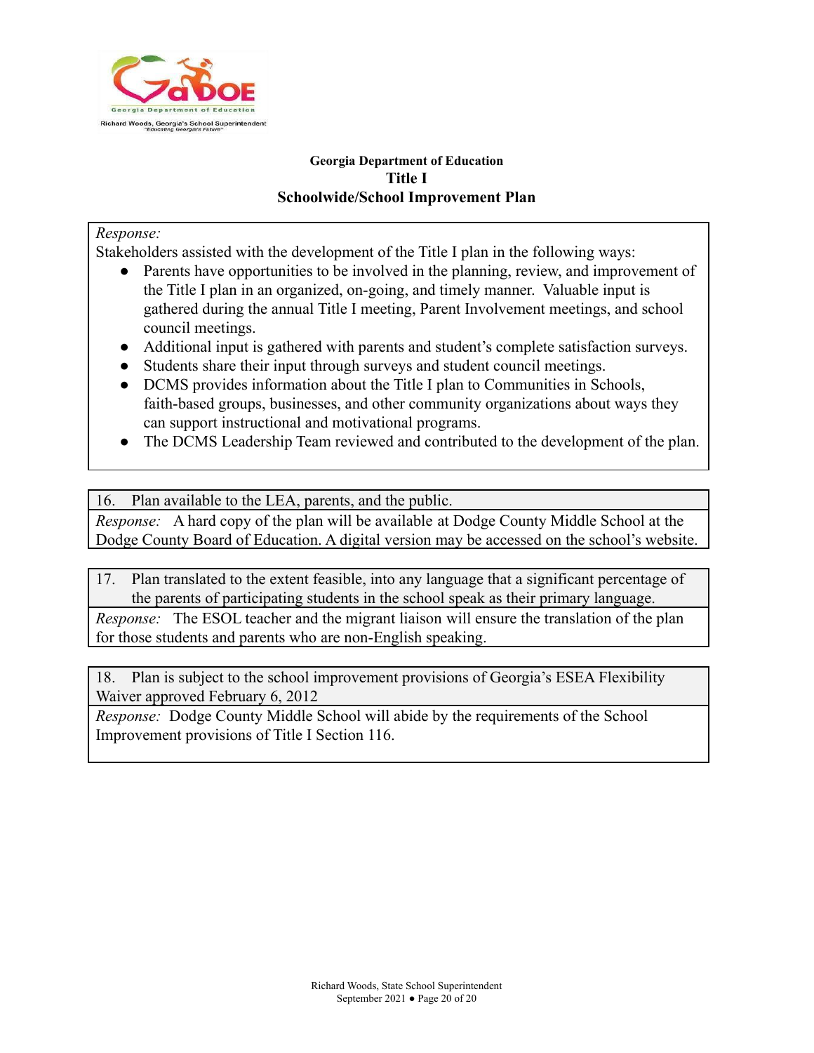**Georgia Department of Education**
**Title I**
**Schoolwide/School Improvement Plan**

*Response:*
Stakeholders assisted with the development of the Title I plan in the following ways:

- Parents have opportunities to be involved in the planning, review, and improvement of the Title I plan in an organized, on-going, and timely manner. Valuable input is gathered during the annual Title I meeting, Parent Involvement meetings, and school council meetings.
- Additional input is gathered with parents and student's complete satisfaction surveys.
- Students share their input through surveys and student council meetings.
- DCMS provides information about the Title I plan to Communities in Schools, faith-based groups, businesses, and other community organizations about ways they can support instructional and motivational programs.
- The DCMS Leadership Team reviewed and contributed to the development of the plan.

16. Plan available to the LEA, parents, and the public.

*Response:* A hard copy of the plan will be available at Dodge County Middle School at the Dodge County Board of Education. A digital version may be accessed on the school's website.

17. Plan translated to the extent feasible, into any language that a significant percentage of the parents of participating students in the school speak as their primary language.

*Response:* The ESOL teacher and the migrant liaison will ensure the translation of the plan for those students and parents who are non-English speaking.

18. Plan is subject to the school improvement provisions of Georgia's ESEA Flexibility Waiver approved February 6, 2012

*Response:* Dodge County Middle School will abide by the requirements of the School Improvement provisions of Title I Section 116.